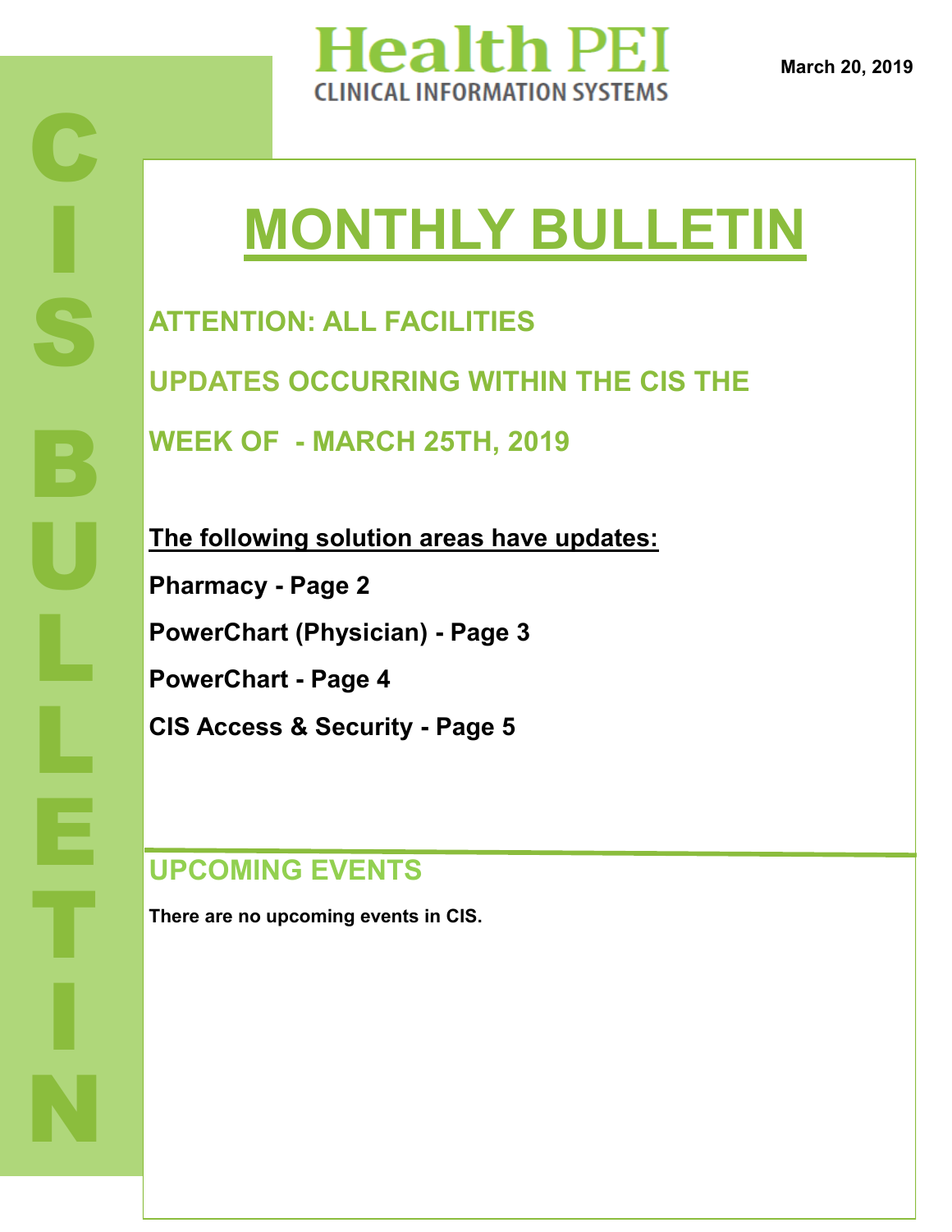# Health PEI

CLINICAL INFORMATION SYSTEMS

March 20, 2019

CIS BULLETIN

# MONTHLY BULLETIN

## ATTENTION: ALL FACILITIES

## UPDATES OCCURRING WITHIN THE CIS THE WEEK OF - MARCH 25TH, 2019

**The following solution areas have updates:**

**Pharmacy - Page 2**

**PowerChart (Physician) - Page 3**

**PowerChart - Page 4**

**CIS Access & Security - Page 5**

## UPCOMING EVENTS

**There are no upcoming events in CIS.**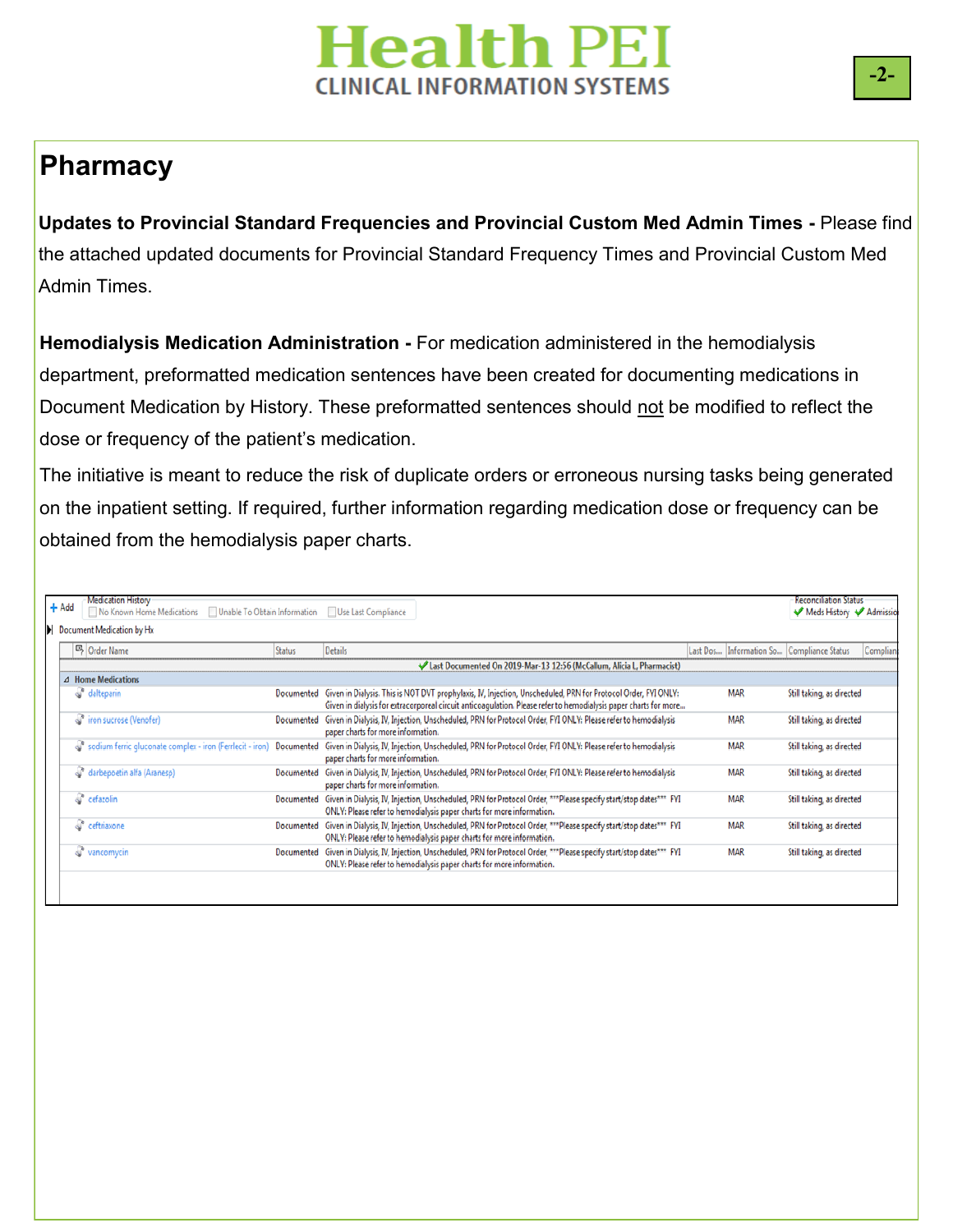## Pharmacy

**Updates to Provincial Standard Frequencies and Provincial Custom Med Admin Times -** Please find the attached updated documents for Provincial Standard Frequency Times and Provincial Custom Med Admin Times.

**Hemodialysis Medication Administration -** For medication administered in the hemodialysis department, preformatted medication sentences have been created for documenting medications in Document Medication by History. These preformatted sentences should not be modified to reflect the dose or frequency of the patient's medication.

The initiative is meant to reduce the risk of duplicate orders or erroneous nursing tasks being generated on the inpatient setting. If required, further information regarding medication dose or frequency can be obtained from the hemodialysis paper charts.

Medication History: No Known Home Medications | Unable To Obtain Information | Use Last Compliance

Reconciliation Status: ✔ Meds History ✔ Admission

Document Medication by Hx

| Order Name | Status | Details | Last Dos... | Information So... | Compliance Status | Complian |
|---|---|---|---|---|---|---|
| ✔ Last Documented On 2019-Mar-13 12:56 (McCallum, Alicia L, Pharmacist) | | | | | | |
| **Home Medications** | | | | | | |
| dalteparin | Documented | Given in Dialysis. This is NOT DVT prophylaxis, IV, Injection, Unscheduled, PRN for Protocol Order, FYI ONLY: Given in dialysis for extracorporeal circuit anticoagulation. Please refer to hemodialysis paper charts for more... | | MAR | Still taking, as directed | |
| iron sucrose (Venofer) | Documented | Given in Dialysis, IV, Injection, Unscheduled, PRN for Protocol Order, FYI ONLY: Please refer to hemodialysis paper charts for more information. | | MAR | Still taking, as directed | |
| sodium ferric gluconate complex - iron (Ferrlecit - iron) | Documented | Given in Dialysis, IV, Injection, Unscheduled, PRN for Protocol Order, FYI ONLY: Please refer to hemodialysis paper charts for more information. | | MAR | Still taking, as directed | |
| darbepoetin alfa (Aranesp) | Documented | Given in Dialysis, IV, Injection, Unscheduled, PRN for Protocol Order, FYI ONLY: Please refer to hemodialysis paper charts for more information. | | MAR | Still taking, as directed | |
| cefazolin | Documented | Given in Dialysis, IV, Injection, Unscheduled, PRN for Protocol Order, ***Please specify start/stop dates*** FYI ONLY: Please refer to hemodialysis paper charts for more information. | | MAR | Still taking, as directed | |
| ceftriaxone | Documented | Given in Dialysis, IV, Injection, Unscheduled, PRN for Protocol Order, ***Please specify start/stop dates*** FYI ONLY: Please refer to hemodialysis paper charts for more information. | | MAR | Still taking, as directed | |
| vancomycin | Documented | Given in Dialysis, IV, Injection, Unscheduled, PRN for Protocol Order, ***Please specify start/stop dates*** FYI ONLY: Please refer to hemodialysis paper charts for more information. | | MAR | Still taking, as directed | |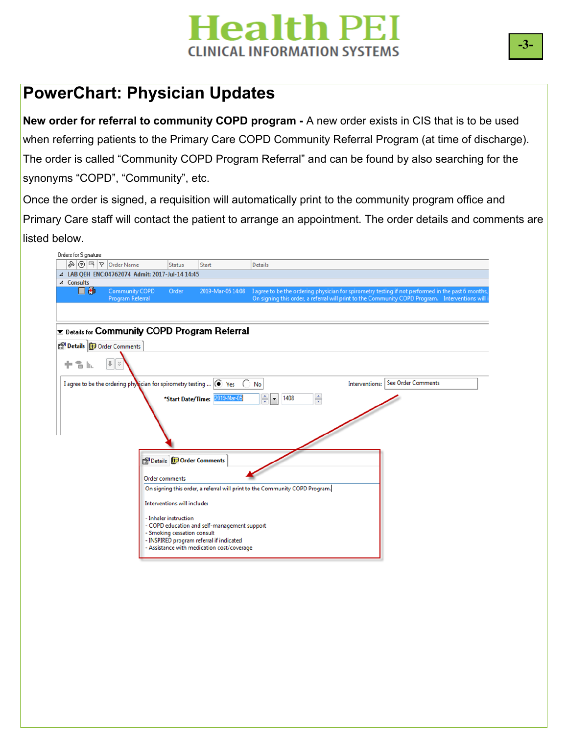# PowerChart: Physician Updates

**New order for referral to community COPD program -** A new order exists in CIS that is to be used when referring patients to the Primary Care COPD Community Referral Program (at time of discharge). The order is called “Community COPD Program Referral” and can be found by also searching for the synonyms “COPD”, “Community”, etc.

Once the order is signed, a requisition will automatically print to the community program office and Primary Care staff will contact the patient to arrange an appointment. The order details and comments are listed below.

Orders for Signature

| | Order Name | Status | Start | Details |
|---|---|---|---|---|
| LAB QEH ENC:04762074 Admit: 2017-Jul-14 14:45 | | | | |
| Consults | | | | |
| | Community COPD Program Referral | Order | 2019-Mar-05 14:08 | I agree to be the ordering physician for spirometry testing if not performed in the past 6 months, On signing this order, a referral will print to the Community COPD Program. Interventions will i |

Details for **Community COPD Program Referral**

Details | Order Comments

I agree to be the ordering physician for spirometry testing ... (•) Yes ( ) No

Interventions: See Order Comments

*Start Date/Time: 2019-Mar-05 1408

Details | **Order Comments**

Order comments

On signing this order, a referral will print to the Community COPD Program.

Interventions will include:

- Inhaler instruction
- COPD education and self-management support
- Smoking cessation consult
- INSPIRED program referral if indicated
- Assistance with medication cost/coverage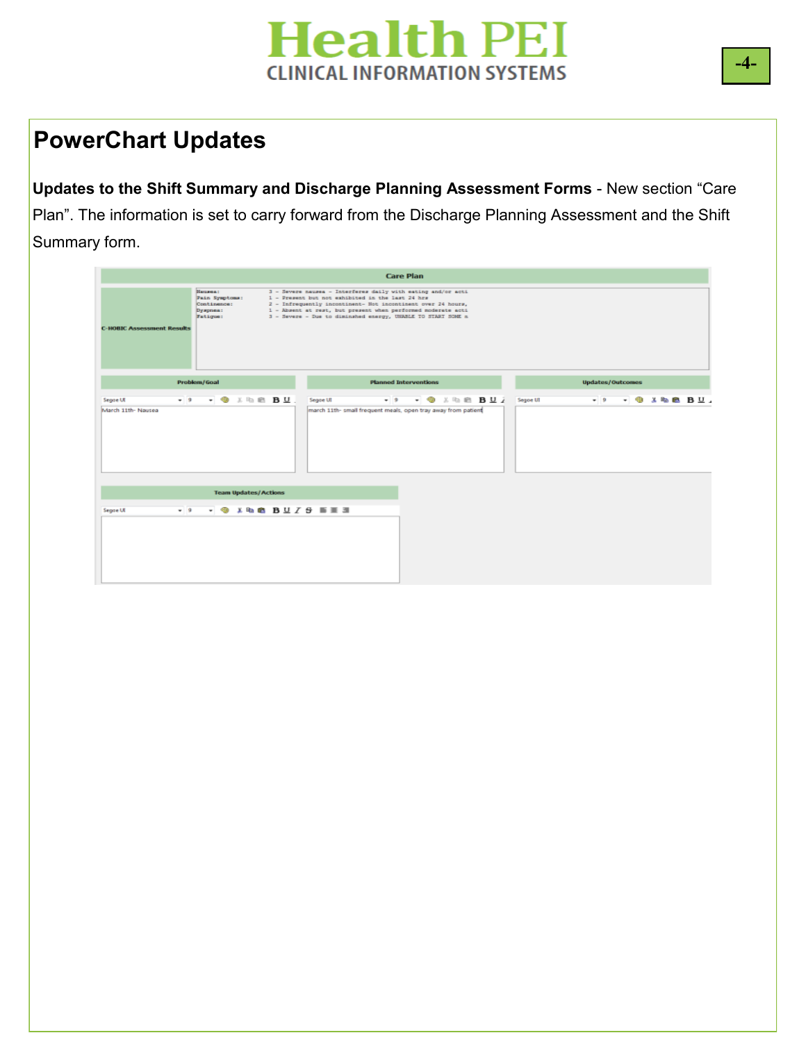## PowerChart Updates

**Updates to the Shift Summary and Discharge Planning Assessment Forms** - New section "Care Plan". The information is set to carry forward from the Discharge Planning Assessment and the Shift Summary form.

**Care Plan**

| C-HOBIC Assessment Results | |
|---|---|
| Nausea: | 3 - Severe nausea - Interferes daily with eating and/or acti |
| Pain Symptoms: | 1 - Present but not exhibited in the last 24 hrs |
| Continence: | 2 - Infrequently incontinent- Not incontinent over 24 hours, |
| Dyspnea: | 1 - Absent at rest, but present when performed moderate acti |
| Fatigue: | 3 - Severe - Due to diminished energy, UNABLE TO START SOME n |

| Problem/Goal | Planned Interventions | Updates/Outcomes |
|---|---|---|
| March 11th- Nausea | march 11th- small frequent meals, open tray away from patient | |

**Team Updates/Actions**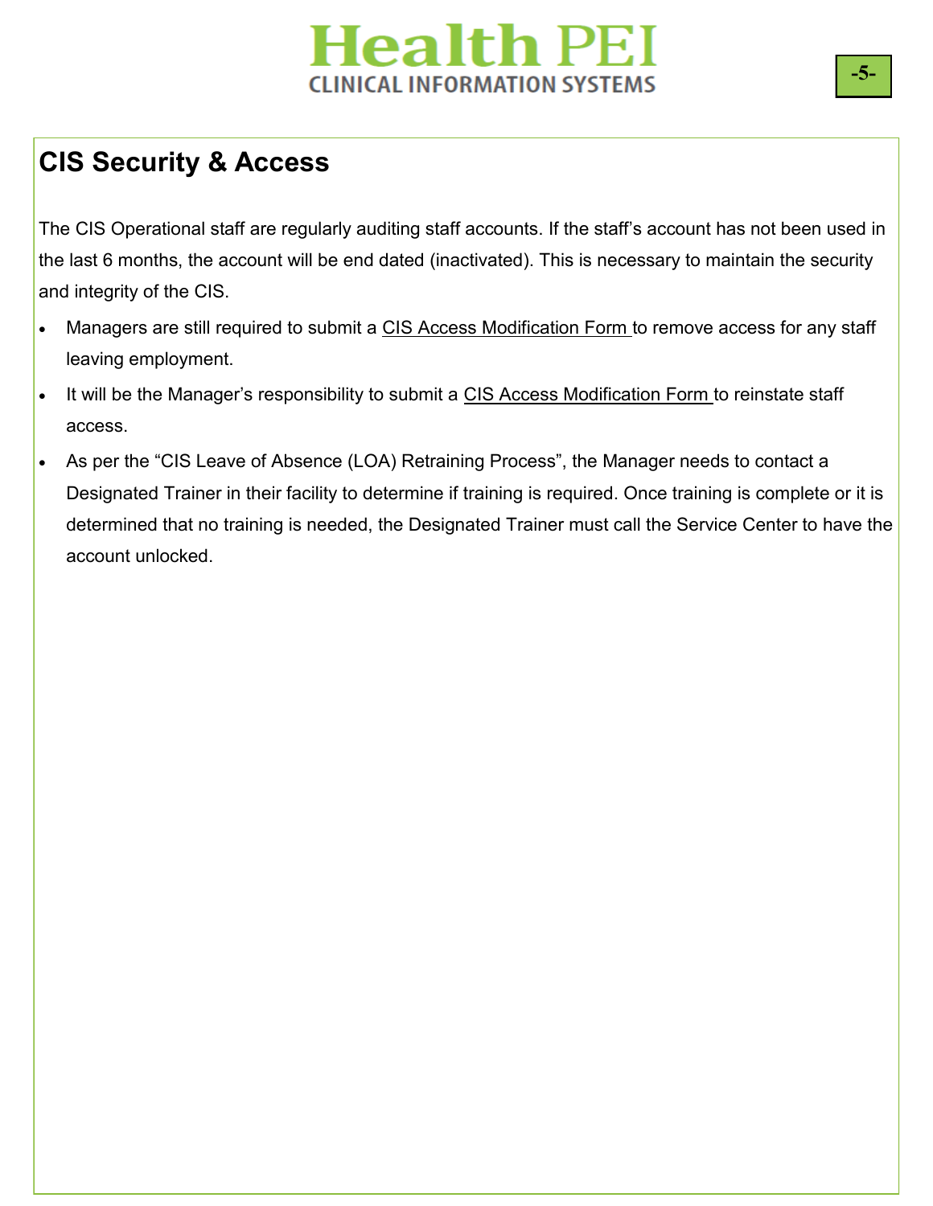## CIS Security & Access

The CIS Operational staff are regularly auditing staff accounts. If the staff's account has not been used in the last 6 months, the account will be end dated (inactivated). This is necessary to maintain the security and integrity of the CIS.

- Managers are still required to submit a CIS Access Modification Form to remove access for any staff leaving employment.
- It will be the Manager's responsibility to submit a CIS Access Modification Form to reinstate staff access.
- As per the "CIS Leave of Absence (LOA) Retraining Process", the Manager needs to contact a Designated Trainer in their facility to determine if training is required. Once training is complete or it is determined that no training is needed, the Designated Trainer must call the Service Center to have the account unlocked.